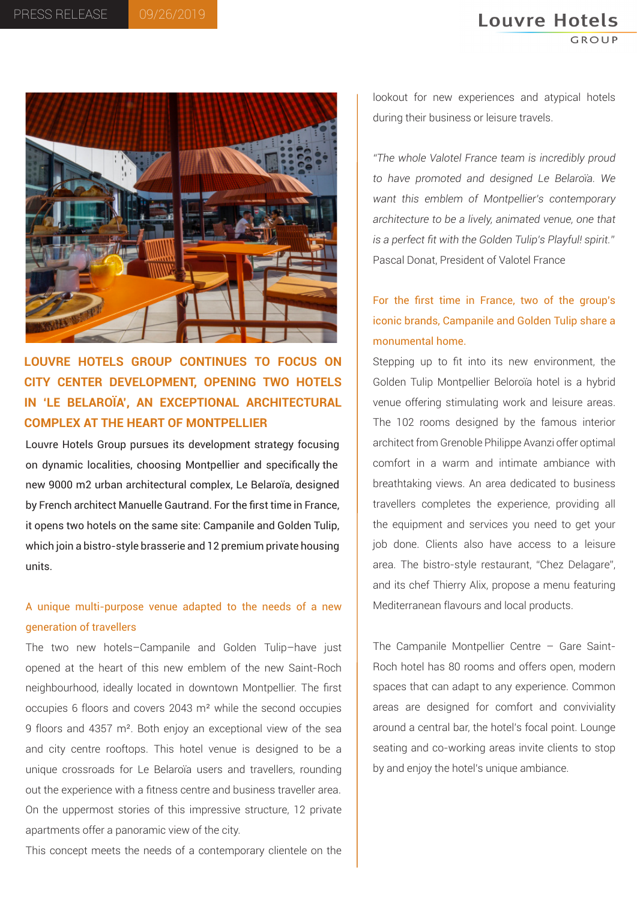PRESS RELEASE 09/26/2019

# LOUVRE HOTELS GROUP CONTINUES TO FOCUS ON CITY CENTER DEVELOPMENT, OPENING TWO HOTELS IN 'LE BELAROÏA', AN EXCEPTIONAL ARCHITECTURAL COMPLEX AT THE HEART OF MONTPELLIER

Louvre Hotels Group pursues its development strategy focusing on dynamic localities, choosing Montpellier and specifically the new 9000 m2 urban architectural complex, Le Belaroïa, designed by French architect Manuelle Gautrand. For the first time in France, it opens two hotels on the same site: Campanile and Golden Tulip, which join a bistro-style brasserie and 12 premium private housing units.

## A unique multi-purpose venue adapted to the needs of a new generation of travellers

The two new hotels–Campanile and Golden Tulip–have just opened at the heart of this new emblem of the new Saint-Roch neighbourhood, ideally located in downtown Montpellier. The first occupies 6 floors and covers 2043 m² while the second occupies 9 floors and 4357 m². Both enjoy an exceptional view of the sea and city centre rooftops. This hotel venue is designed to be a unique crossroads for Le Belaroïa users and travellers, rounding out the experience with a fitness centre and business traveller area. On the uppermost stories of this impressive structure, 12 private apartments offer a panoramic view of the city.

This concept meets the needs of a contemporary clientele on the lookout for new experiences and atypical hotels during their business or leisure travels.

*"The whole Valotel France team is incredibly proud to have promoted and designed Le Belaroïa. We want this emblem of Montpellier's contemporary architecture to be a lively, animated venue, one that is a perfect fit with the Golden Tulip's Playful! spirit."*
Pascal Donat, President of Valotel France

## For the first time in France, two of the group's iconic brands, Campanile and Golden Tulip share a monumental home.

Stepping up to fit into its new environment, the Golden Tulip Montpellier Beloroïa hotel is a hybrid venue offering stimulating work and leisure areas. The 102 rooms designed by the famous interior architect from Grenoble Philippe Avanzi offer optimal comfort in a warm and intimate ambiance with breathtaking views. An area dedicated to business travellers completes the experience, providing all the equipment and services you need to get your job done. Clients also have access to a leisure area. The bistro-style restaurant, "Chez Delagare", and its chef Thierry Alix, propose a menu featuring Mediterranean flavours and local products.

The Campanile Montpellier Centre – Gare Saint-Roch hotel has 80 rooms and offers open, modern spaces that can adapt to any experience. Common areas are designed for comfort and conviviality around a central bar, the hotel's focal point. Lounge seating and co-working areas invite clients to stop by and enjoy the hotel's unique ambiance.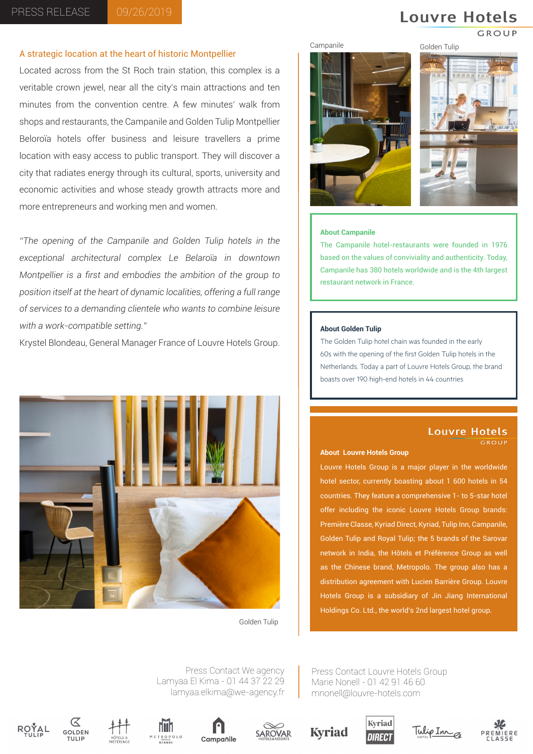## A strategic location at the heart of historic Montpellier

Located across from the St Roch train station, this complex is a veritable crown jewel, near all the city's main attractions and ten minutes from the convention centre. A few minutes' walk from shops and restaurants, the Campanile and Golden Tulip Montpellier Beloroïa hotels offer business and leisure travellers a prime location with easy access to public transport. They will discover a city that radiates energy through its cultural, sports, university and economic activities and whose steady growth attracts more and more entrepreneurs and working men and women.

*"The opening of the Campanile and Golden Tulip hotels in the exceptional architectural complex Le Belaroïa in downtown Montpellier is a first and embodies the ambition of the group to position itself at the heart of dynamic localities, offering a full range of services to a demanding clientele who wants to combine leisure with a work-compatible setting."*

Krystel Blondeau, General Manager France of Louvre Hotels Group.

Golden Tulip

Campanile

Golden Tulip

**About Campanile**

The Campanile hotel-restaurants were founded in 1976 based on the values of conviviality and authenticity. Today, Campanile has 380 hotels worldwide and is the 4th largest restaurant network in France.

**About Golden Tulip**

The Golden Tulip hotel chain was founded in the early 60s with the opening of the first Golden Tulip hotels in the Netherlands. Today a part of Louvre Hotels Group, the brand boasts over 190 high-end hotels in 44 countries

**About Louvre Hotels Group**

Louvre Hotels Group is a major player in the worldwide hotel sector, currently boasting about 1 600 hotels in 54 countries. They feature a comprehensive 1- to 5-star hotel offer including the iconic Louvre Hotels Group brands: Première Classe, Kyriad Direct, Kyriad, Tulip Inn, Campanile, Golden Tulip and Royal Tulip; the 5 brands of the Sarovar network in India, the Hôtels et Préférence Group as well as the Chinese brand, Metropolo. The group also has a distribution agreement with Lucien Barrière Group. Louvre Hotels Group is a subsidiary of Jin Jiang International Holdings Co. Ltd., the world's 2nd largest hotel group.

Press Contact We agency
Lamyaa El Kima - 01 44 37 22 29
lamyaa.elkima@we-agency.fr

Press Contact Louvre Hotels Group
Marie Nonell - 01 42 91 46 60
mnonell@louvre-hotels.com